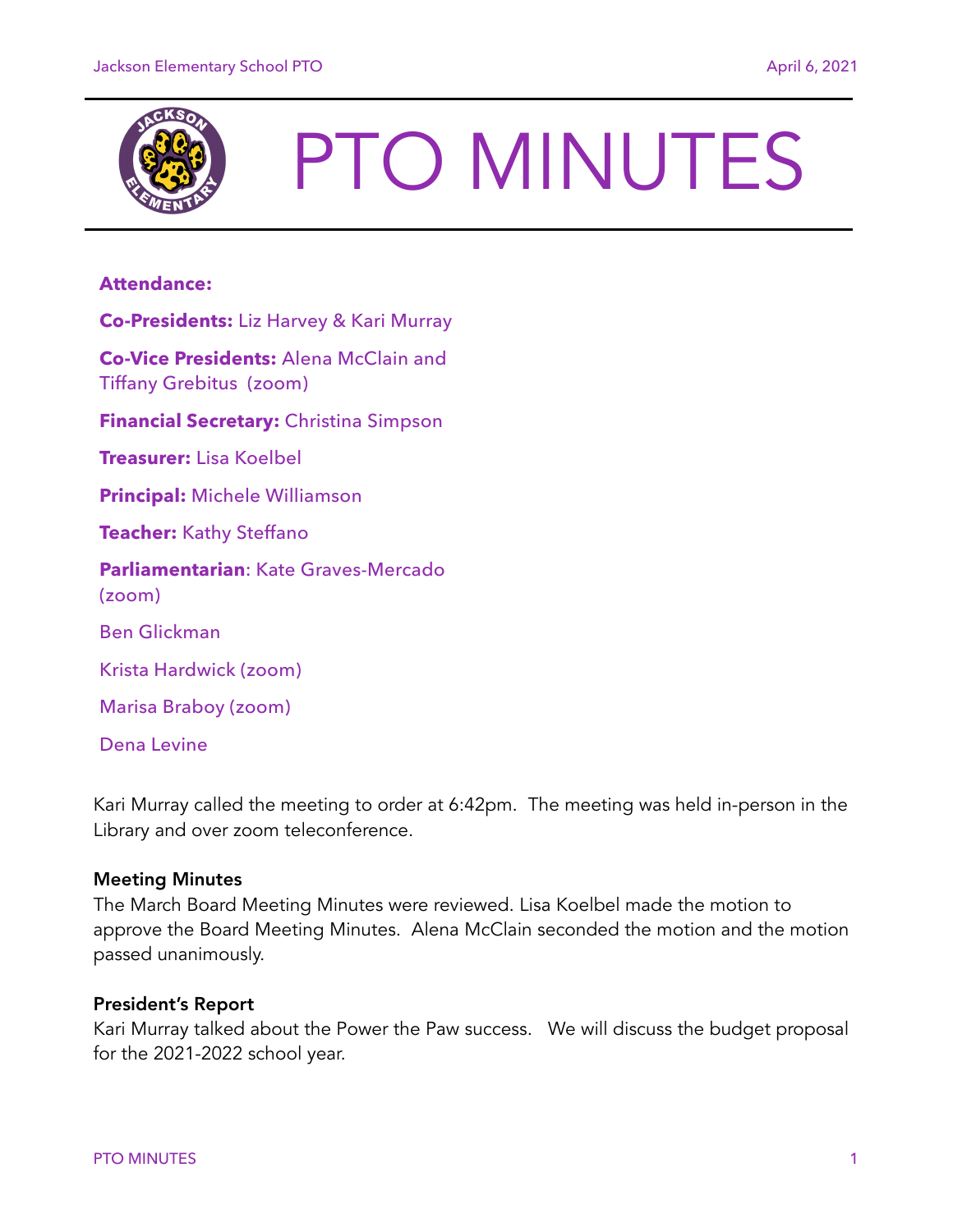# PTO MINUTES

**Attendance:**

**Co-Presidents:** Liz Harvey & Kari Murray

**Co-Vice Presidents:** Alena McClain and Tiffany Grebitus (zoom)

**Financial Secretary:** Christina Simpson

**Treasurer:** Lisa Koelbel

**Principal:** Michele Williamson

**Teacher:** Kathy Steffano

**Parliamentarian**: Kate Graves-Mercado (zoom)

Ben Glickman

Krista Hardwick (zoom)

Marisa Braboy (zoom)

Dena Levine

Kari Murray called the meeting to order at 6:42pm. The meeting was held in-person in the Library and over zoom teleconference.

### Meeting Minutes

The March Board Meeting Minutes were reviewed. Lisa Koelbel made the motion to approve the Board Meeting Minutes. Alena McClain seconded the motion and the motion passed unanimously.

### President's Report

Kari Murray talked about the Power the Paw success. We will discuss the budget proposal for the 2021-2022 school year.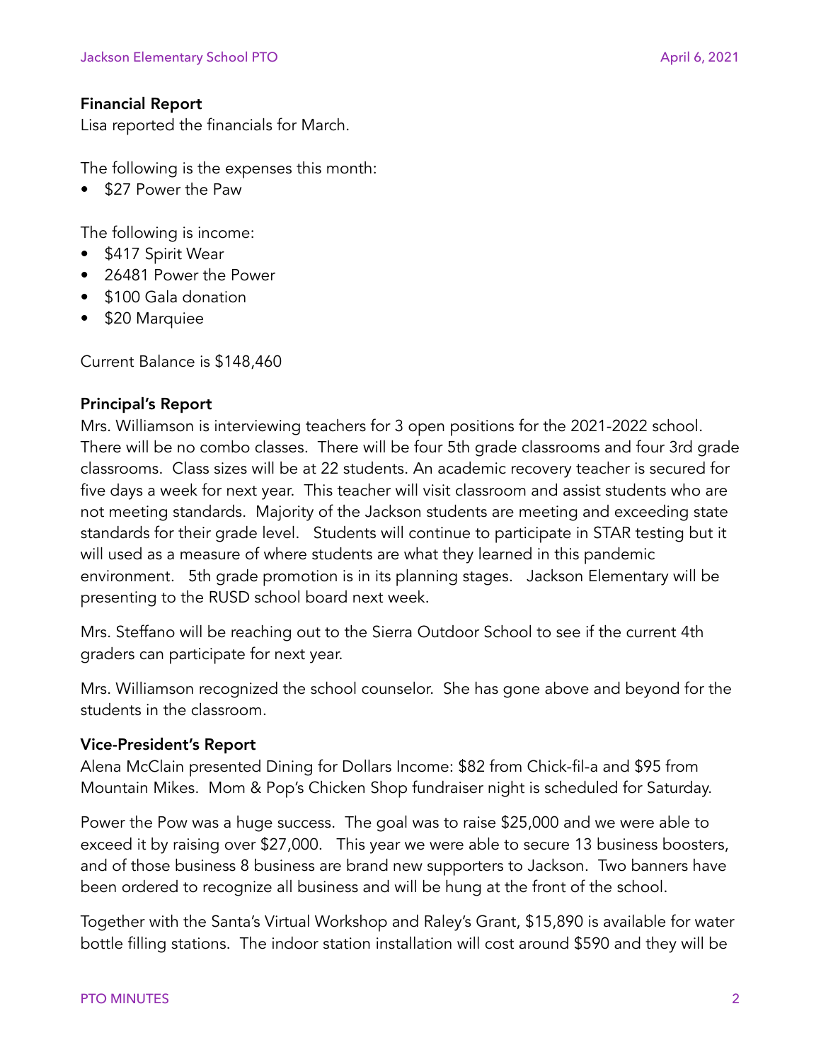**Financial Report**

Lisa reported the financials for March.

The following is the expenses this month:

- $27 Power the Paw

The following is income:

- $417 Spirit Wear
- 26481 Power the Power
- $100 Gala donation
- $20 Marquiee

Current Balance is $148,460

**Principal's Report**

Mrs. Williamson is interviewing teachers for 3 open positions for the 2021-2022 school. There will be no combo classes. There will be four 5th grade classrooms and four 3rd grade classrooms. Class sizes will be at 22 students. An academic recovery teacher is secured for five days a week for next year. This teacher will visit classroom and assist students who are not meeting standards. Majority of the Jackson students are meeting and exceeding state standards for their grade level. Students will continue to participate in STAR testing but it will used as a measure of where students are what they learned in this pandemic environment. 5th grade promotion is in its planning stages. Jackson Elementary will be presenting to the RUSD school board next week.

Mrs. Steffano will be reaching out to the Sierra Outdoor School to see if the current 4th graders can participate for next year.

Mrs. Williamson recognized the school counselor. She has gone above and beyond for the students in the classroom.

**Vice-President's Report**

Alena McClain presented Dining for Dollars Income: $82 from Chick-fil-a and $95 from Mountain Mikes. Mom & Pop's Chicken Shop fundraiser night is scheduled for Saturday.

Power the Pow was a huge success. The goal was to raise $25,000 and we were able to exceed it by raising over $27,000. This year we were able to secure 13 business boosters, and of those business 8 business are brand new supporters to Jackson. Two banners have been ordered to recognize all business and will be hung at the front of the school.

Together with the Santa's Virtual Workshop and Raley's Grant, $15,890 is available for water bottle filling stations. The indoor station installation will cost around $590 and they will be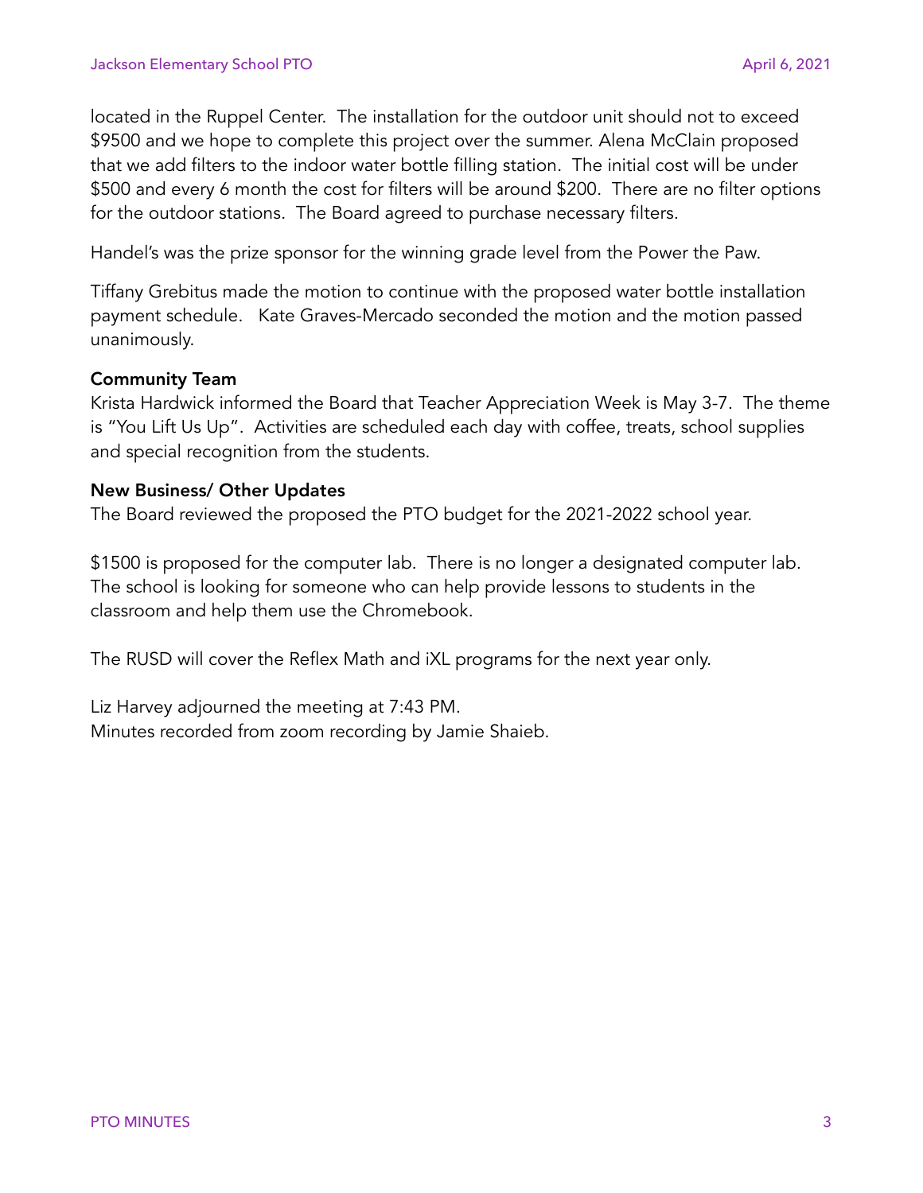located in the Ruppel Center. The installation for the outdoor unit should not to exceed $9500 and we hope to complete this project over the summer. Alena McClain proposed that we add filters to the indoor water bottle filling station. The initial cost will be under $500 and every 6 month the cost for filters will be around $200. There are no filter options for the outdoor stations. The Board agreed to purchase necessary filters.

Handel's was the prize sponsor for the winning grade level from the Power the Paw.

Tiffany Grebitus made the motion to continue with the proposed water bottle installation payment schedule. Kate Graves-Mercado seconded the motion and the motion passed unanimously.

**Community Team**
Krista Hardwick informed the Board that Teacher Appreciation Week is May 3-7. The theme is "You Lift Us Up". Activities are scheduled each day with coffee, treats, school supplies and special recognition from the students.

**New Business/ Other Updates**
The Board reviewed the proposed the PTO budget for the 2021-2022 school year.

$1500 is proposed for the computer lab. There is no longer a designated computer lab. The school is looking for someone who can help provide lessons to students in the classroom and help them use the Chromebook.

The RUSD will cover the Reflex Math and iXL programs for the next year only.

Liz Harvey adjourned the meeting at 7:43 PM.
Minutes recorded from zoom recording by Jamie Shaieb.